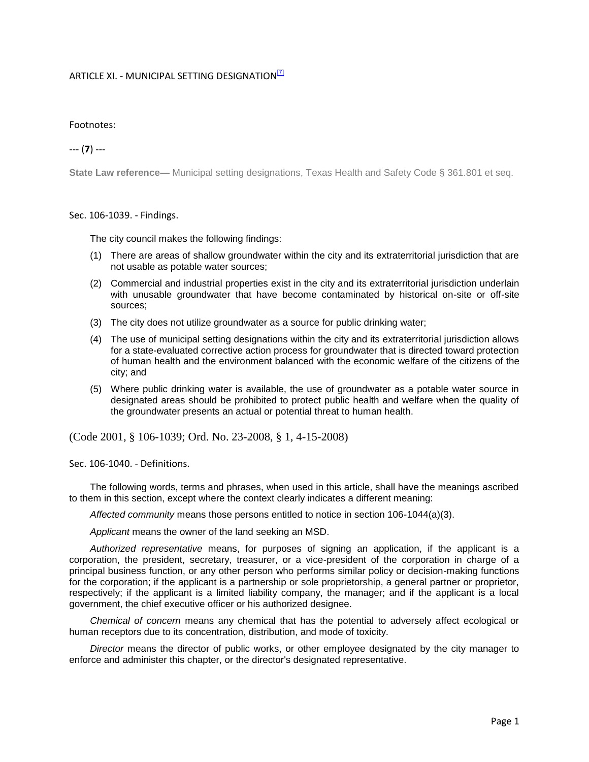# ARTICLE XI. - MUNICIPAL SETTING DESIGNATION[7]

Footnotes:

--- (**7**) ---

**State Law reference—** Municipal setting designations, Texas Health and Safety Code § 361.801 et seq.

## Sec. 106-1039. - Findings.

The city council makes the following findings:

(1) There are areas of shallow groundwater within the city and its extraterritorial jurisdiction that are not usable as potable water sources;

(2) Commercial and industrial properties exist in the city and its extraterritorial jurisdiction underlain with unusable groundwater that have become contaminated by historical on-site or off-site sources;

(3) The city does not utilize groundwater as a source for public drinking water;

(4) The use of municipal setting designations within the city and its extraterritorial jurisdiction allows for a state-evaluated corrective action process for groundwater that is directed toward protection of human health and the environment balanced with the economic welfare of the citizens of the city; and

(5) Where public drinking water is available, the use of groundwater as a potable water source in designated areas should be prohibited to protect public health and welfare when the quality of the groundwater presents an actual or potential threat to human health.

(Code 2001, § 106-1039; Ord. No. 23-2008, § 1, 4-15-2008)

## Sec. 106-1040. - Definitions.

The following words, terms and phrases, when used in this article, shall have the meanings ascribed to them in this section, except where the context clearly indicates a different meaning:

*Affected community* means those persons entitled to notice in section 106-1044(a)(3).

*Applicant* means the owner of the land seeking an MSD.

*Authorized representative* means, for purposes of signing an application, if the applicant is a corporation, the president, secretary, treasurer, or a vice-president of the corporation in charge of a principal business function, or any other person who performs similar policy or decision-making functions for the corporation; if the applicant is a partnership or sole proprietorship, a general partner or proprietor, respectively; if the applicant is a limited liability company, the manager; and if the applicant is a local government, the chief executive officer or his authorized designee.

*Chemical of concern* means any chemical that has the potential to adversely affect ecological or human receptors due to its concentration, distribution, and mode of toxicity.

*Director* means the director of public works, or other employee designated by the city manager to enforce and administer this chapter, or the director's designated representative.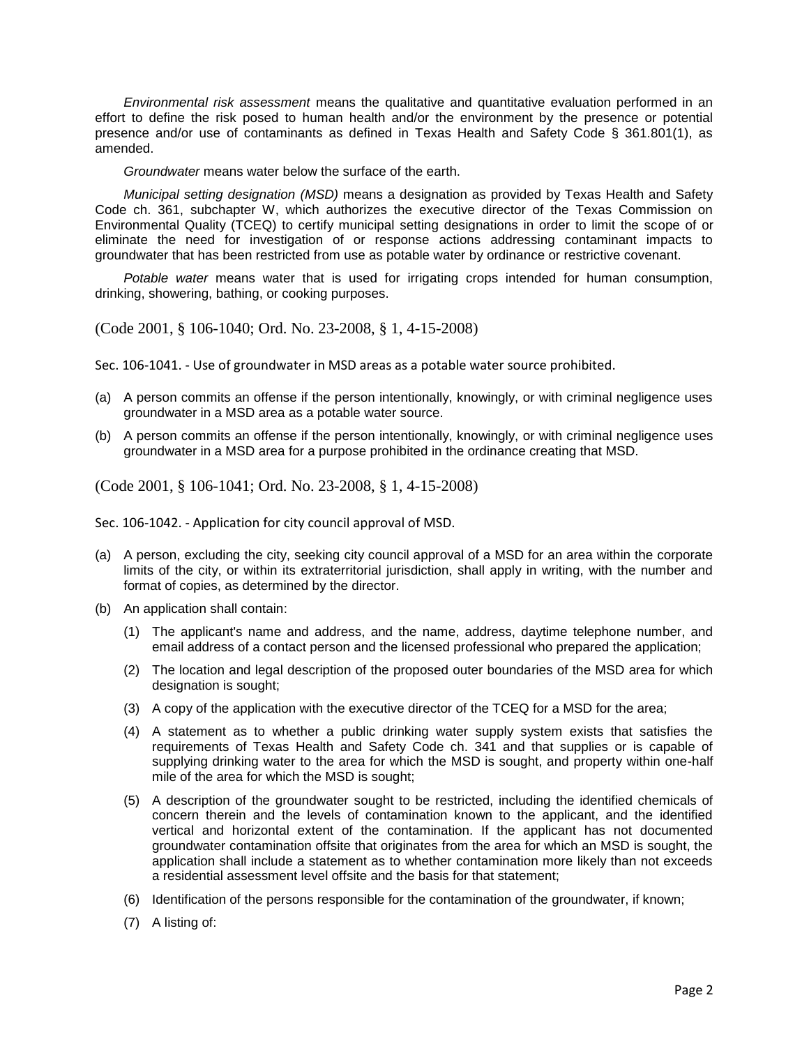*Environmental risk assessment* means the qualitative and quantitative evaluation performed in an effort to define the risk posed to human health and/or the environment by the presence or potential presence and/or use of contaminants as defined in Texas Health and Safety Code § 361.801(1), as amended.

*Groundwater* means water below the surface of the earth.

*Municipal setting designation (MSD)* means a designation as provided by Texas Health and Safety Code ch. 361, subchapter W, which authorizes the executive director of the Texas Commission on Environmental Quality (TCEQ) to certify municipal setting designations in order to limit the scope of or eliminate the need for investigation of or response actions addressing contaminant impacts to groundwater that has been restricted from use as potable water by ordinance or restrictive covenant.

*Potable water* means water that is used for irrigating crops intended for human consumption, drinking, showering, bathing, or cooking purposes.

(Code 2001, § 106-1040; Ord. No. 23-2008, § 1, 4-15-2008)

### Sec. 106-1041. - Use of groundwater in MSD areas as a potable water source prohibited.

(a) A person commits an offense if the person intentionally, knowingly, or with criminal negligence uses groundwater in a MSD area as a potable water source.

(b) A person commits an offense if the person intentionally, knowingly, or with criminal negligence uses groundwater in a MSD area for a purpose prohibited in the ordinance creating that MSD.

(Code 2001, § 106-1041; Ord. No. 23-2008, § 1, 4-15-2008)

### Sec. 106-1042. - Application for city council approval of MSD.

(a) A person, excluding the city, seeking city council approval of a MSD for an area within the corporate limits of the city, or within its extraterritorial jurisdiction, shall apply in writing, with the number and format of copies, as determined by the director.

(b) An application shall contain:

   (1) The applicant's name and address, and the name, address, daytime telephone number, and email address of a contact person and the licensed professional who prepared the application;

   (2) The location and legal description of the proposed outer boundaries of the MSD area for which designation is sought;

   (3) A copy of the application with the executive director of the TCEQ for a MSD for the area;

   (4) A statement as to whether a public drinking water supply system exists that satisfies the requirements of Texas Health and Safety Code ch. 341 and that supplies or is capable of supplying drinking water to the area for which the MSD is sought, and property within one-half mile of the area for which the MSD is sought;

   (5) A description of the groundwater sought to be restricted, including the identified chemicals of concern therein and the levels of contamination known to the applicant, and the identified vertical and horizontal extent of the contamination. If the applicant has not documented groundwater contamination offsite that originates from the area for which an MSD is sought, the application shall include a statement as to whether contamination more likely than not exceeds a residential assessment level offsite and the basis for that statement;

   (6) Identification of the persons responsible for the contamination of the groundwater, if known;

   (7) A listing of: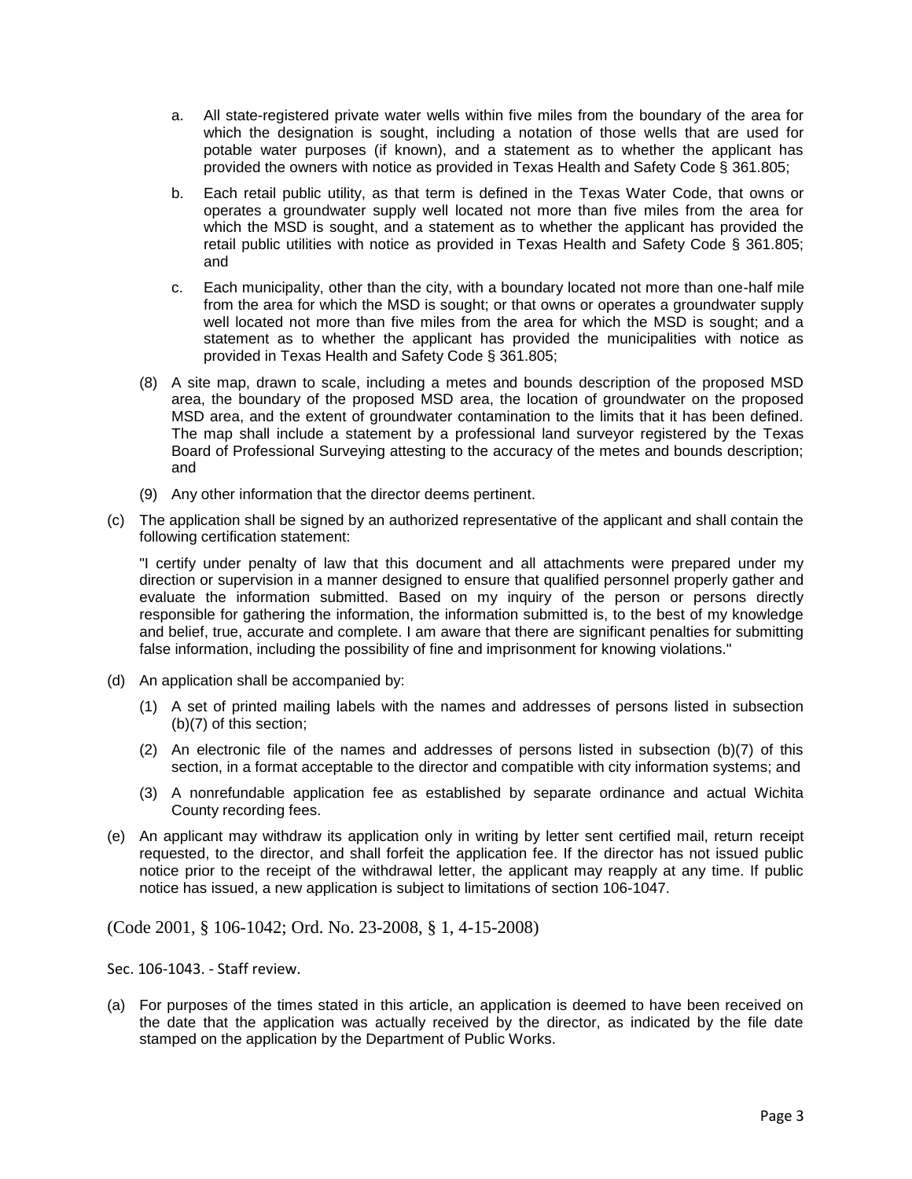a. All state-registered private water wells within five miles from the boundary of the area for which the designation is sought, including a notation of those wells that are used for potable water purposes (if known), and a statement as to whether the applicant has provided the owners with notice as provided in Texas Health and Safety Code § 361.805;

b. Each retail public utility, as that term is defined in the Texas Water Code, that owns or operates a groundwater supply well located not more than five miles from the area for which the MSD is sought, and a statement as to whether the applicant has provided the retail public utilities with notice as provided in Texas Health and Safety Code § 361.805; and

c. Each municipality, other than the city, with a boundary located not more than one-half mile from the area for which the MSD is sought; or that owns or operates a groundwater supply well located not more than five miles from the area for which the MSD is sought; and a statement as to whether the applicant has provided the municipalities with notice as provided in Texas Health and Safety Code § 361.805;

(8) A site map, drawn to scale, including a metes and bounds description of the proposed MSD area, the boundary of the proposed MSD area, the location of groundwater on the proposed MSD area, and the extent of groundwater contamination to the limits that it has been defined. The map shall include a statement by a professional land surveyor registered by the Texas Board of Professional Surveying attesting to the accuracy of the metes and bounds description; and

(9) Any other information that the director deems pertinent.

(c) The application shall be signed by an authorized representative of the applicant and shall contain the following certification statement:

"I certify under penalty of law that this document and all attachments were prepared under my direction or supervision in a manner designed to ensure that qualified personnel properly gather and evaluate the information submitted. Based on my inquiry of the person or persons directly responsible for gathering the information, the information submitted is, to the best of my knowledge and belief, true, accurate and complete. I am aware that there are significant penalties for submitting false information, including the possibility of fine and imprisonment for knowing violations."

(d) An application shall be accompanied by:

(1) A set of printed mailing labels with the names and addresses of persons listed in subsection (b)(7) of this section;

(2) An electronic file of the names and addresses of persons listed in subsection (b)(7) of this section, in a format acceptable to the director and compatible with city information systems; and

(3) A nonrefundable application fee as established by separate ordinance and actual Wichita County recording fees.

(e) An applicant may withdraw its application only in writing by letter sent certified mail, return receipt requested, to the director, and shall forfeit the application fee. If the director has not issued public notice prior to the receipt of the withdrawal letter, the applicant may reapply at any time. If public notice has issued, a new application is subject to limitations of section 106-1047.

(Code 2001, § 106-1042; Ord. No. 23-2008, § 1, 4-15-2008)

Sec. 106-1043. - Staff review.

(a) For purposes of the times stated in this article, an application is deemed to have been received on the date that the application was actually received by the director, as indicated by the file date stamped on the application by the Department of Public Works.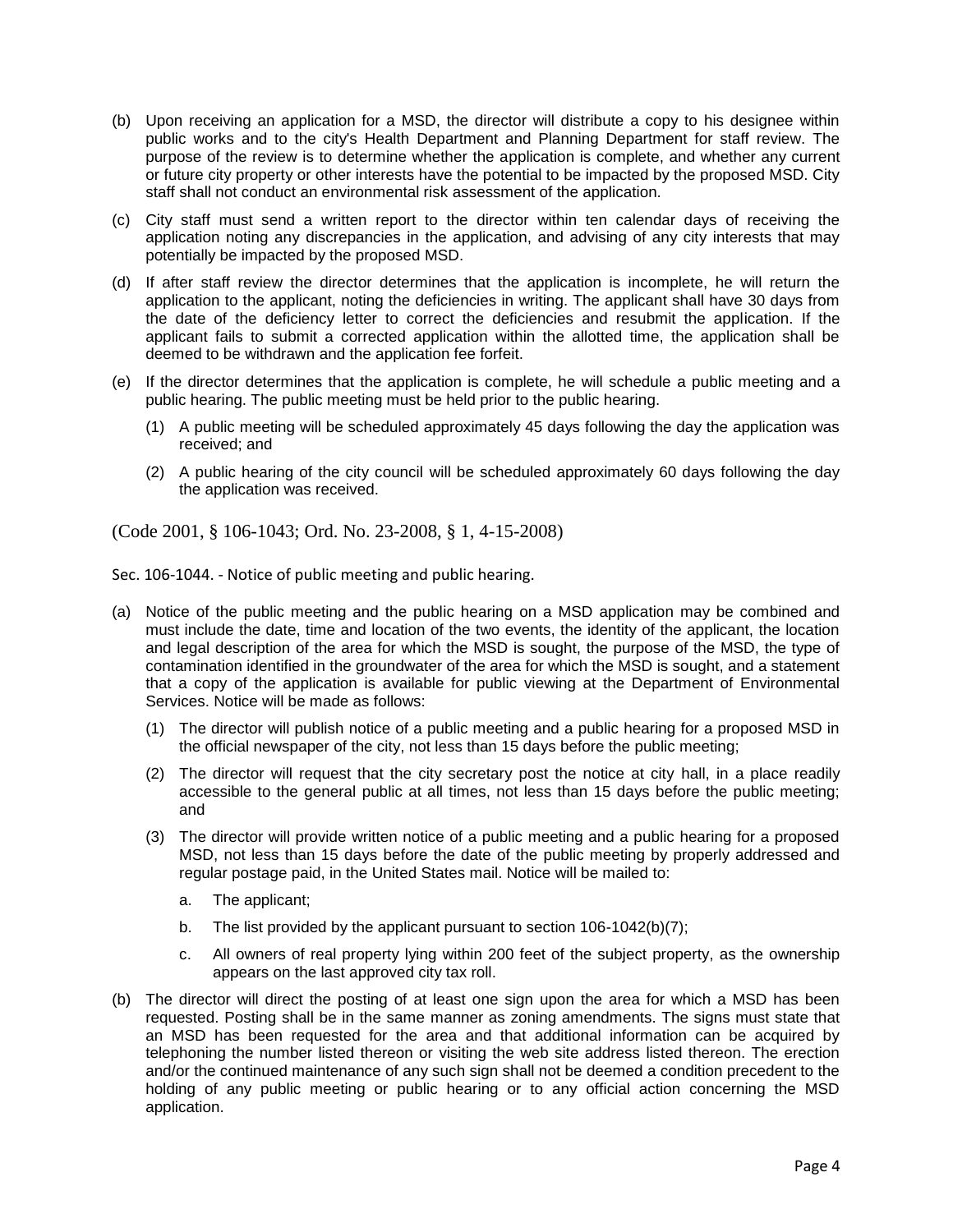(b) Upon receiving an application for a MSD, the director will distribute a copy to his designee within public works and to the city's Health Department and Planning Department for staff review. The purpose of the review is to determine whether the application is complete, and whether any current or future city property or other interests have the potential to be impacted by the proposed MSD. City staff shall not conduct an environmental risk assessment of the application.

(c) City staff must send a written report to the director within ten calendar days of receiving the application noting any discrepancies in the application, and advising of any city interests that may potentially be impacted by the proposed MSD.

(d) If after staff review the director determines that the application is incomplete, he will return the application to the applicant, noting the deficiencies in writing. The applicant shall have 30 days from the date of the deficiency letter to correct the deficiencies and resubmit the application. If the applicant fails to submit a corrected application within the allotted time, the application shall be deemed to be withdrawn and the application fee forfeit.

(e) If the director determines that the application is complete, he will schedule a public meeting and a public hearing. The public meeting must be held prior to the public hearing.

  (1) A public meeting will be scheduled approximately 45 days following the day the application was received; and

  (2) A public hearing of the city council will be scheduled approximately 60 days following the day the application was received.

(Code 2001, § 106-1043; Ord. No. 23-2008, § 1, 4-15-2008)

Sec. 106-1044. - Notice of public meeting and public hearing.

(a) Notice of the public meeting and the public hearing on a MSD application may be combined and must include the date, time and location of the two events, the identity of the applicant, the location and legal description of the area for which the MSD is sought, the purpose of the MSD, the type of contamination identified in the groundwater of the area for which the MSD is sought, and a statement that a copy of the application is available for public viewing at the Department of Environmental Services. Notice will be made as follows:

  (1) The director will publish notice of a public meeting and a public hearing for a proposed MSD in the official newspaper of the city, not less than 15 days before the public meeting;

  (2) The director will request that the city secretary post the notice at city hall, in a place readily accessible to the general public at all times, not less than 15 days before the public meeting; and

  (3) The director will provide written notice of a public meeting and a public hearing for a proposed MSD, not less than 15 days before the date of the public meeting by properly addressed and regular postage paid, in the United States mail. Notice will be mailed to:

    a. The applicant;

    b. The list provided by the applicant pursuant to section 106-1042(b)(7);

    c. All owners of real property lying within 200 feet of the subject property, as the ownership appears on the last approved city tax roll.

(b) The director will direct the posting of at least one sign upon the area for which a MSD has been requested. Posting shall be in the same manner as zoning amendments. The signs must state that an MSD has been requested for the area and that additional information can be acquired by telephoning the number listed thereon or visiting the web site address listed thereon. The erection and/or the continued maintenance of any such sign shall not be deemed a condition precedent to the holding of any public meeting or public hearing or to any official action concerning the MSD application.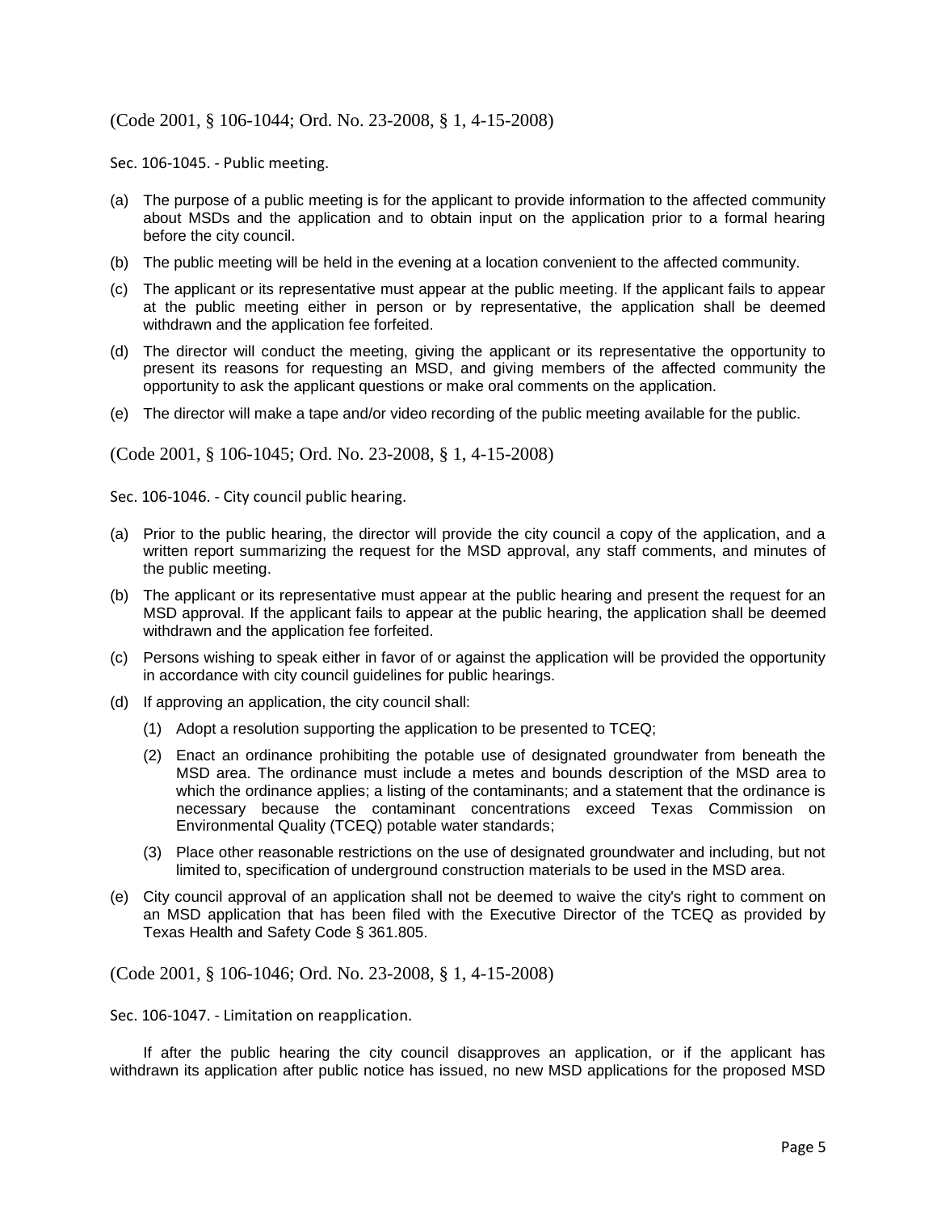(Code 2001, § 106-1044; Ord. No. 23-2008, § 1, 4-15-2008)

Sec. 106-1045. - Public meeting.

(a) The purpose of a public meeting is for the applicant to provide information to the affected community about MSDs and the application and to obtain input on the application prior to a formal hearing before the city council.

(b) The public meeting will be held in the evening at a location convenient to the affected community.

(c) The applicant or its representative must appear at the public meeting. If the applicant fails to appear at the public meeting either in person or by representative, the application shall be deemed withdrawn and the application fee forfeited.

(d) The director will conduct the meeting, giving the applicant or its representative the opportunity to present its reasons for requesting an MSD, and giving members of the affected community the opportunity to ask the applicant questions or make oral comments on the application.

(e) The director will make a tape and/or video recording of the public meeting available for the public.

(Code 2001, § 106-1045; Ord. No. 23-2008, § 1, 4-15-2008)

Sec. 106-1046. - City council public hearing.

(a) Prior to the public hearing, the director will provide the city council a copy of the application, and a written report summarizing the request for the MSD approval, any staff comments, and minutes of the public meeting.

(b) The applicant or its representative must appear at the public hearing and present the request for an MSD approval. If the applicant fails to appear at the public hearing, the application shall be deemed withdrawn and the application fee forfeited.

(c) Persons wishing to speak either in favor of or against the application will be provided the opportunity in accordance with city council guidelines for public hearings.

(d) If approving an application, the city council shall:

    (1) Adopt a resolution supporting the application to be presented to TCEQ;

    (2) Enact an ordinance prohibiting the potable use of designated groundwater from beneath the MSD area. The ordinance must include a metes and bounds description of the MSD area to which the ordinance applies; a listing of the contaminants; and a statement that the ordinance is necessary because the contaminant concentrations exceed Texas Commission on Environmental Quality (TCEQ) potable water standards;

    (3) Place other reasonable restrictions on the use of designated groundwater and including, but not limited to, specification of underground construction materials to be used in the MSD area.

(e) City council approval of an application shall not be deemed to waive the city's right to comment on an MSD application that has been filed with the Executive Director of the TCEQ as provided by Texas Health and Safety Code § 361.805.

(Code 2001, § 106-1046; Ord. No. 23-2008, § 1, 4-15-2008)

Sec. 106-1047. - Limitation on reapplication.

If after the public hearing the city council disapproves an application, or if the applicant has withdrawn its application after public notice has issued, no new MSD applications for the proposed MSD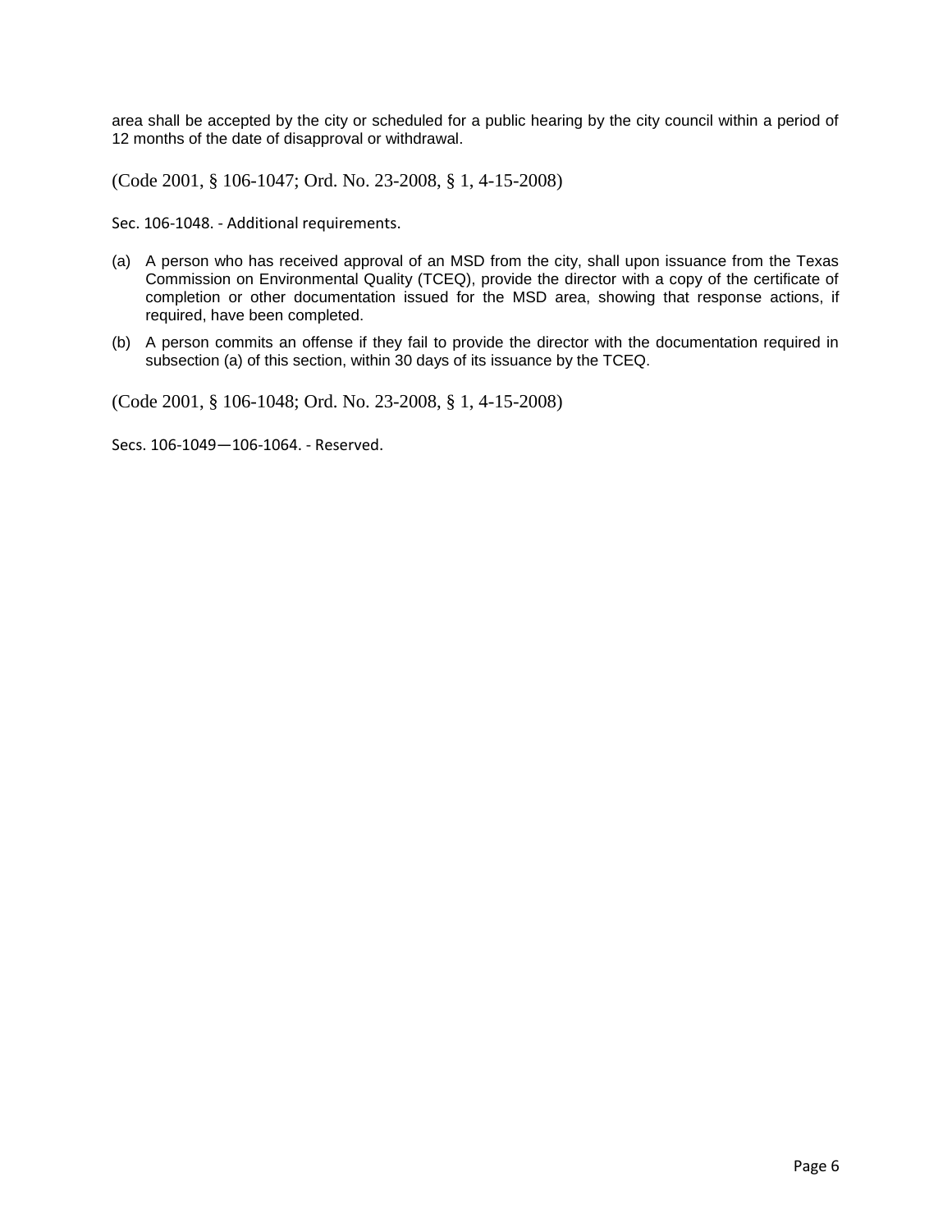area shall be accepted by the city or scheduled for a public hearing by the city council within a period of 12 months of the date of disapproval or withdrawal.

(Code 2001, § 106-1047; Ord. No. 23-2008, § 1, 4-15-2008)

Sec. 106-1048. - Additional requirements.

(a) A person who has received approval of an MSD from the city, shall upon issuance from the Texas Commission on Environmental Quality (TCEQ), provide the director with a copy of the certificate of completion or other documentation issued for the MSD area, showing that response actions, if required, have been completed.

(b) A person commits an offense if they fail to provide the director with the documentation required in subsection (a) of this section, within 30 days of its issuance by the TCEQ.

(Code 2001, § 106-1048; Ord. No. 23-2008, § 1, 4-15-2008)

Secs. 106-1049—106-1064. - Reserved.